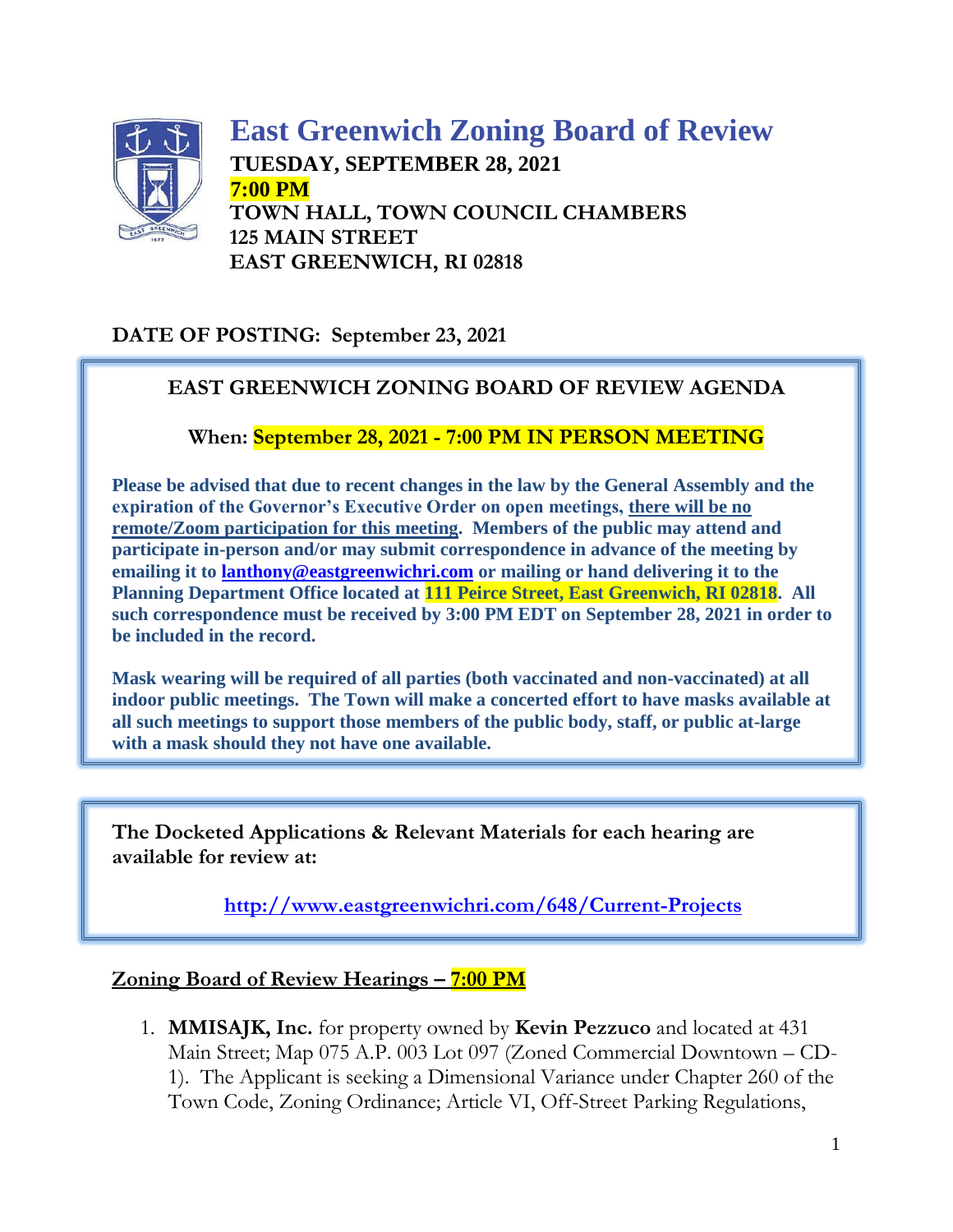# East Greenwich Zoning Board of Review

**TUESDAY, SEPTEMBER 28, 2021**
**7:00 PM**
**TOWN HALL, TOWN COUNCIL CHAMBERS**
**125 MAIN STREET**
**EAST GREENWICH, RI 02818**

**DATE OF POSTING: September 23, 2021**

## EAST GREENWICH ZONING BOARD OF REVIEW AGENDA

**When: September 28, 2021 - 7:00 PM IN PERSON MEETING**

**Please be advised that due to recent changes in the law by the General Assembly and the expiration of the Governor's Executive Order on open meetings, there will be no remote/Zoom participation for this meeting. Members of the public may attend and participate in-person and/or may submit correspondence in advance of the meeting by emailing it to lanthony@eastgreenwichri.com or mailing or hand delivering it to the Planning Department Office located at 111 Peirce Street, East Greenwich, RI 02818. All such correspondence must be received by 3:00 PM EDT on September 28, 2021 in order to be included in the record.**

**Mask wearing will be required of all parties (both vaccinated and non-vaccinated) at all indoor public meetings. The Town will make a concerted effort to have masks available at all such meetings to support those members of the public body, staff, or public at-large with a mask should they not have one available.**

**The Docketed Applications & Relevant Materials for each hearing are available for review at:**

**http://www.eastgreenwichri.com/648/Current-Projects**

## Zoning Board of Review Hearings – 7:00 PM

1. **MMISAJK, Inc.** for property owned by **Kevin Pezzuco** and located at 431 Main Street; Map 075 A.P. 003 Lot 097 (Zoned Commercial Downtown – CD-1). The Applicant is seeking a Dimensional Variance under Chapter 260 of the Town Code, Zoning Ordinance; Article VI, Off-Street Parking Regulations,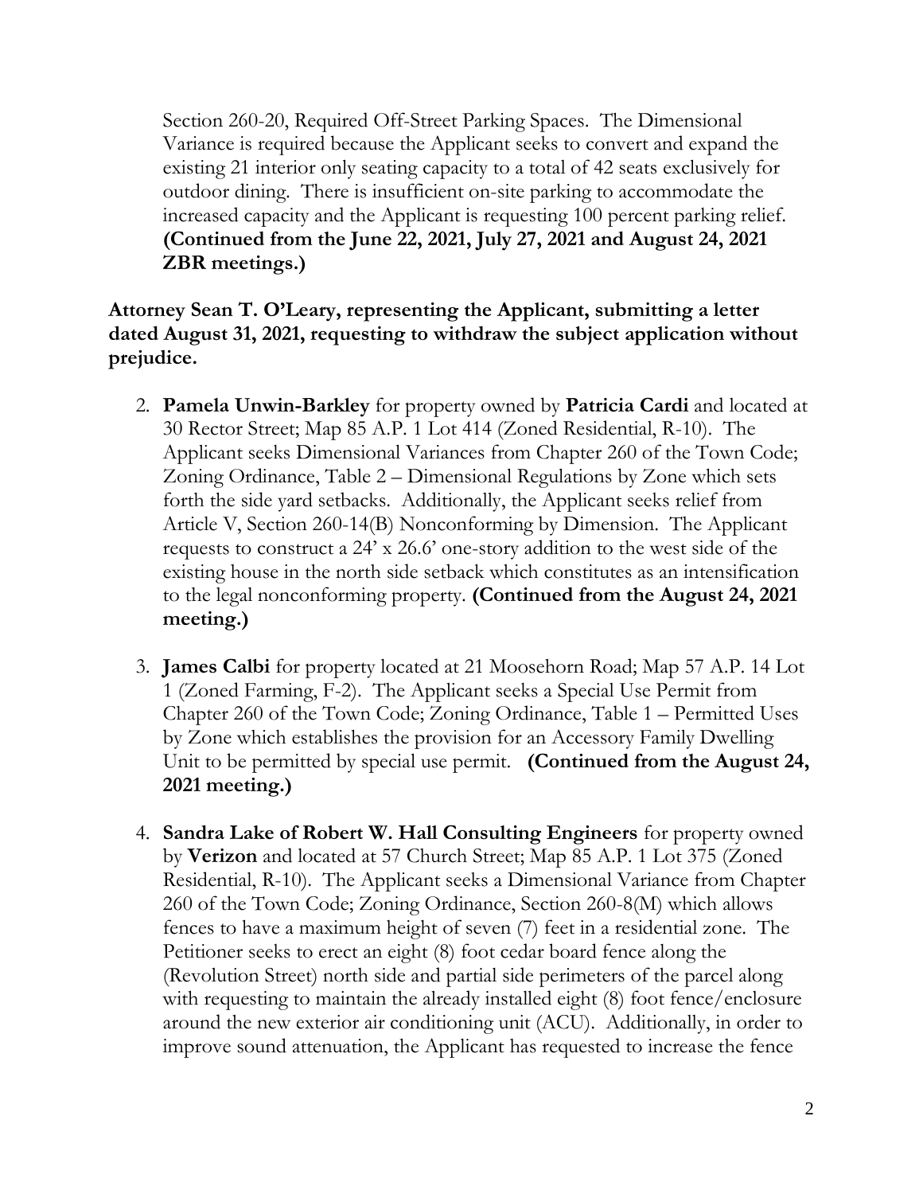Section 260-20, Required Off-Street Parking Spaces. The Dimensional Variance is required because the Applicant seeks to convert and expand the existing 21 interior only seating capacity to a total of 42 seats exclusively for outdoor dining. There is insufficient on-site parking to accommodate the increased capacity and the Applicant is requesting 100 percent parking relief. **(Continued from the June 22, 2021, July 27, 2021 and August 24, 2021 ZBR meetings.)**

**Attorney Sean T. O'Leary, representing the Applicant, submitting a letter dated August 31, 2021, requesting to withdraw the subject application without prejudice.**

2. **Pamela Unwin-Barkley** for property owned by **Patricia Cardi** and located at 30 Rector Street; Map 85 A.P. 1 Lot 414 (Zoned Residential, R-10). The Applicant seeks Dimensional Variances from Chapter 260 of the Town Code; Zoning Ordinance, Table 2 – Dimensional Regulations by Zone which sets forth the side yard setbacks. Additionally, the Applicant seeks relief from Article V, Section 260-14(B) Nonconforming by Dimension. The Applicant requests to construct a 24' x 26.6' one-story addition to the west side of the existing house in the north side setback which constitutes as an intensification to the legal nonconforming property. **(Continued from the August 24, 2021 meeting.)**

3. **James Calbi** for property located at 21 Moosehorn Road; Map 57 A.P. 14 Lot 1 (Zoned Farming, F-2). The Applicant seeks a Special Use Permit from Chapter 260 of the Town Code; Zoning Ordinance, Table 1 – Permitted Uses by Zone which establishes the provision for an Accessory Family Dwelling Unit to be permitted by special use permit. **(Continued from the August 24, 2021 meeting.)**

4. **Sandra Lake of Robert W. Hall Consulting Engineers** for property owned by **Verizon** and located at 57 Church Street; Map 85 A.P. 1 Lot 375 (Zoned Residential, R-10). The Applicant seeks a Dimensional Variance from Chapter 260 of the Town Code; Zoning Ordinance, Section 260-8(M) which allows fences to have a maximum height of seven (7) feet in a residential zone. The Petitioner seeks to erect an eight (8) foot cedar board fence along the (Revolution Street) north side and partial side perimeters of the parcel along with requesting to maintain the already installed eight (8) foot fence/enclosure around the new exterior air conditioning unit (ACU). Additionally, in order to improve sound attenuation, the Applicant has requested to increase the fence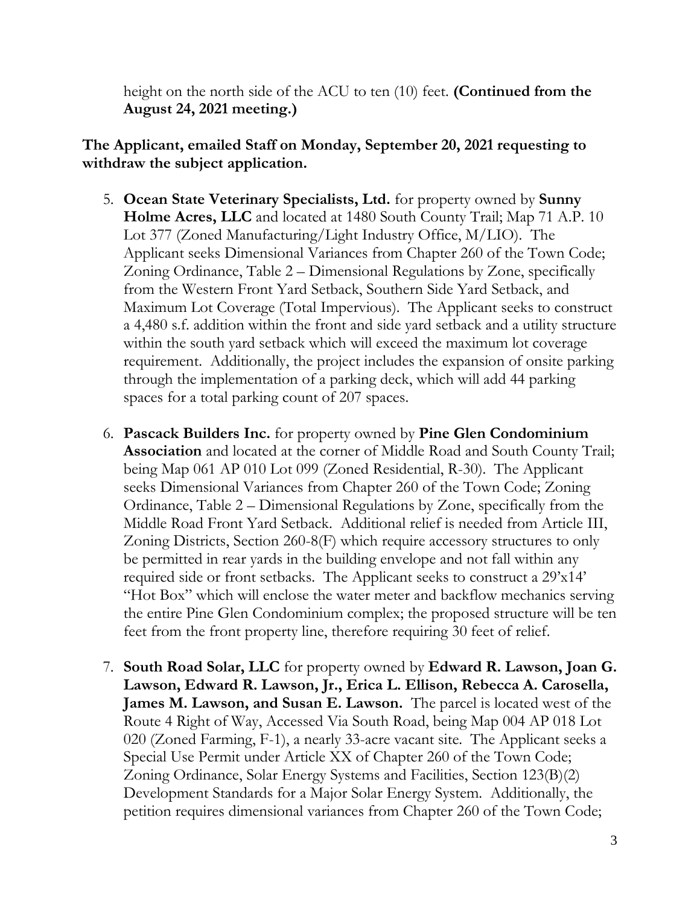height on the north side of the ACU to ten (10) feet. **(Continued from the August 24, 2021 meeting.)**

**The Applicant, emailed Staff on Monday, September 20, 2021 requesting to withdraw the subject application.**

5. **Ocean State Veterinary Specialists, Ltd.** for property owned by **Sunny Holme Acres, LLC** and located at 1480 South County Trail; Map 71 A.P. 10 Lot 377 (Zoned Manufacturing/Light Industry Office, M/LIO). The Applicant seeks Dimensional Variances from Chapter 260 of the Town Code; Zoning Ordinance, Table 2 – Dimensional Regulations by Zone, specifically from the Western Front Yard Setback, Southern Side Yard Setback, and Maximum Lot Coverage (Total Impervious). The Applicant seeks to construct a 4,480 s.f. addition within the front and side yard setback and a utility structure within the south yard setback which will exceed the maximum lot coverage requirement. Additionally, the project includes the expansion of onsite parking through the implementation of a parking deck, which will add 44 parking spaces for a total parking count of 207 spaces.

6. **Pascack Builders Inc.** for property owned by **Pine Glen Condominium Association** and located at the corner of Middle Road and South County Trail; being Map 061 AP 010 Lot 099 (Zoned Residential, R-30). The Applicant seeks Dimensional Variances from Chapter 260 of the Town Code; Zoning Ordinance, Table 2 – Dimensional Regulations by Zone, specifically from the Middle Road Front Yard Setback. Additional relief is needed from Article III, Zoning Districts, Section 260-8(F) which require accessory structures to only be permitted in rear yards in the building envelope and not fall within any required side or front setbacks. The Applicant seeks to construct a 29'x14' "Hot Box" which will enclose the water meter and backflow mechanics serving the entire Pine Glen Condominium complex; the proposed structure will be ten feet from the front property line, therefore requiring 30 feet of relief.

7. **South Road Solar, LLC** for property owned by **Edward R. Lawson, Joan G. Lawson, Edward R. Lawson, Jr., Erica L. Ellison, Rebecca A. Carosella, James M. Lawson, and Susan E. Lawson.** The parcel is located west of the Route 4 Right of Way, Accessed Via South Road, being Map 004 AP 018 Lot 020 (Zoned Farming, F-1), a nearly 33-acre vacant site. The Applicant seeks a Special Use Permit under Article XX of Chapter 260 of the Town Code; Zoning Ordinance, Solar Energy Systems and Facilities, Section 123(B)(2) Development Standards for a Major Solar Energy System. Additionally, the petition requires dimensional variances from Chapter 260 of the Town Code;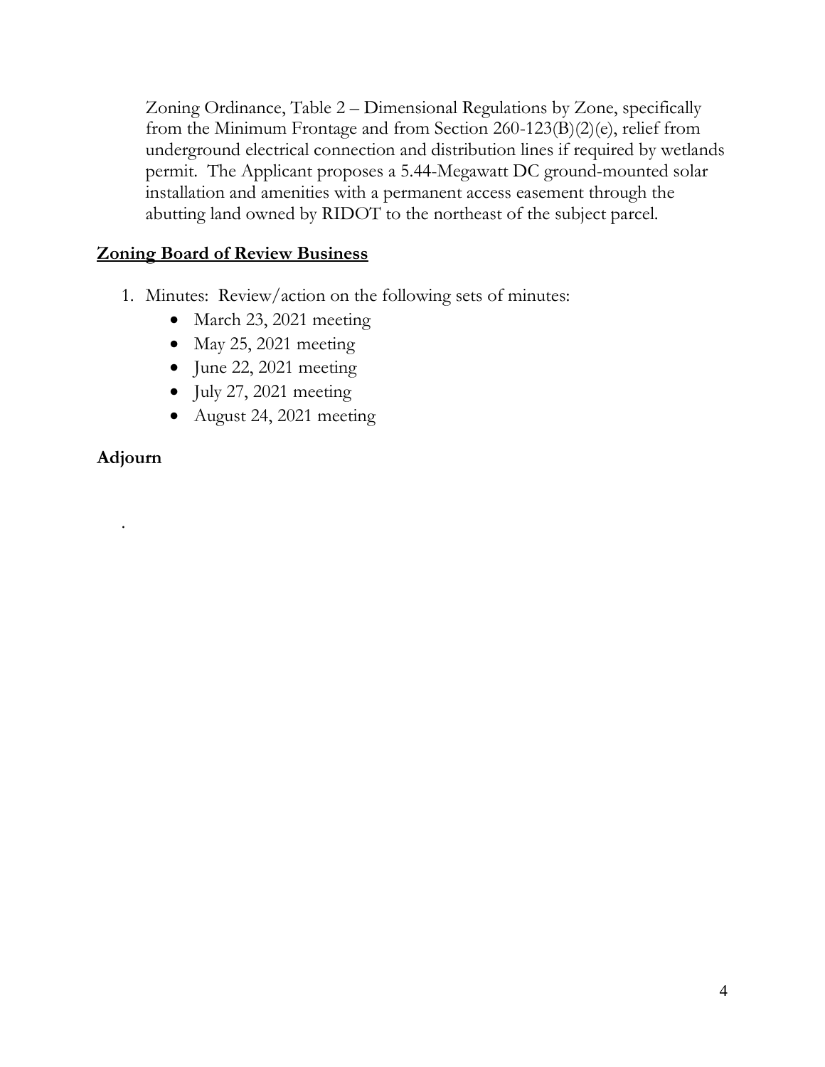Zoning Ordinance, Table 2 – Dimensional Regulations by Zone, specifically from the Minimum Frontage and from Section 260-123(B)(2)(e), relief from underground electrical connection and distribution lines if required by wetlands permit. The Applicant proposes a 5.44-Megawatt DC ground-mounted solar installation and amenities with a permanent access easement through the abutting land owned by RIDOT to the northeast of the subject parcel.

## **Zoning Board of Review Business**

1. Minutes: Review/action on the following sets of minutes:
   - March 23, 2021 meeting
   - May 25, 2021 meeting
   - June 22, 2021 meeting
   - July 27, 2021 meeting
   - August 24, 2021 meeting

## **Adjourn**

.